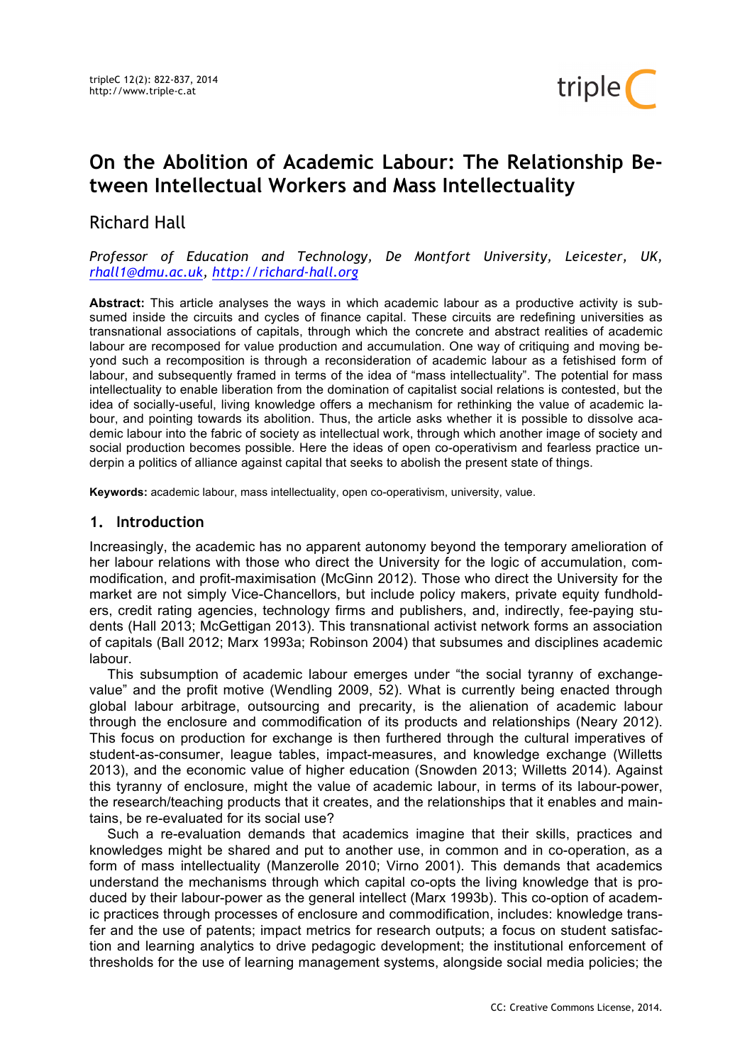# On the Abolition of Academic Labour: The Relationship Between Intellectual Workers and Mass Intellectuality

Richard Hall

*Professor of Education and Technology, De Montfort University, Leicester, UK, rhall1@dmu.ac.uk, http://richard-hall.org*

**Abstract:** This article analyses the ways in which academic labour as a productive activity is subsumed inside the circuits and cycles of finance capital. These circuits are redefining universities as transnational associations of capitals, through which the concrete and abstract realities of academic labour are recomposed for value production and accumulation. One way of critiquing and moving beyond such a recomposition is through a reconsideration of academic labour as a fetishised form of labour, and subsequently framed in terms of the idea of "mass intellectuality". The potential for mass intellectuality to enable liberation from the domination of capitalist social relations is contested, but the idea of socially-useful, living knowledge offers a mechanism for rethinking the value of academic labour, and pointing towards its abolition. Thus, the article asks whether it is possible to dissolve academic labour into the fabric of society as intellectual work, through which another image of society and social production becomes possible. Here the ideas of open co-operativism and fearless practice underpin a politics of alliance against capital that seeks to abolish the present state of things.

**Keywords:** academic labour, mass intellectuality, open co-operativism, university, value.

## 1. Introduction

Increasingly, the academic has no apparent autonomy beyond the temporary amelioration of her labour relations with those who direct the University for the logic of accumulation, commodification, and profit-maximisation (McGinn 2012). Those who direct the University for the market are not simply Vice-Chancellors, but include policy makers, private equity fundholders, credit rating agencies, technology firms and publishers, and, indirectly, fee-paying students (Hall 2013; McGettigan 2013). This transnational activist network forms an association of capitals (Ball 2012; Marx 1993a; Robinson 2004) that subsumes and disciplines academic labour.

This subsumption of academic labour emerges under "the social tyranny of exchange-value" and the profit motive (Wendling 2009, 52). What is currently being enacted through global labour arbitrage, outsourcing and precarity, is the alienation of academic labour through the enclosure and commodification of its products and relationships (Neary 2012). This focus on production for exchange is then furthered through the cultural imperatives of student-as-consumer, league tables, impact-measures, and knowledge exchange (Willetts 2013), and the economic value of higher education (Snowden 2013; Willetts 2014). Against this tyranny of enclosure, might the value of academic labour, in terms of its labour-power, the research/teaching products that it creates, and the relationships that it enables and maintains, be re-evaluated for its social use?

Such a re-evaluation demands that academics imagine that their skills, practices and knowledges might be shared and put to another use, in common and in co-operation, as a form of mass intellectuality (Manzerolle 2010; Virno 2001). This demands that academics understand the mechanisms through which capital co-opts the living knowledge that is produced by their labour-power as the general intellect (Marx 1993b). This co-option of academic practices through processes of enclosure and commodification, includes: knowledge transfer and the use of patents; impact metrics for research outputs; a focus on student satisfaction and learning analytics to drive pedagogic development; the institutional enforcement of thresholds for the use of learning management systems, alongside social media policies; the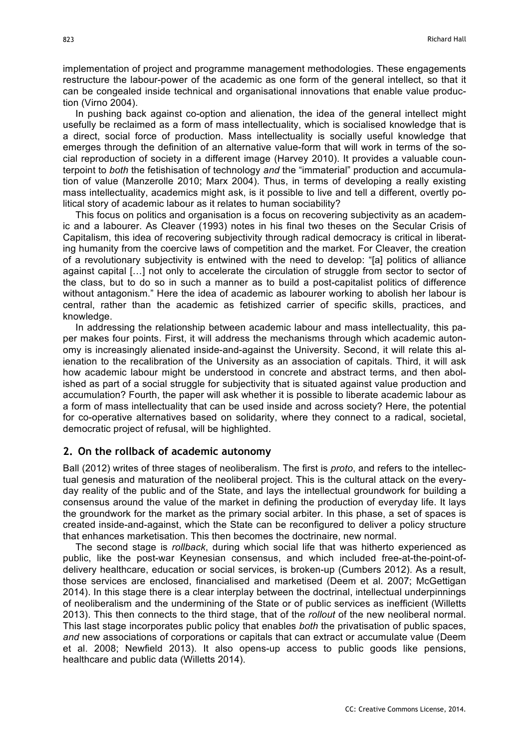implementation of project and programme management methodologies. These engagements restructure the labour-power of the academic as one form of the general intellect, so that it can be congealed inside technical and organisational innovations that enable value production (Virno 2004).

In pushing back against co-option and alienation, the idea of the general intellect might usefully be reclaimed as a form of mass intellectuality, which is socialised knowledge that is a direct, social force of production. Mass intellectuality is socially useful knowledge that emerges through the definition of an alternative value-form that will work in terms of the social reproduction of society in a different image (Harvey 2010). It provides a valuable counterpoint to *both* the fetishisation of technology *and* the "immaterial" production and accumulation of value (Manzerolle 2010; Marx 2004). Thus, in terms of developing a really existing mass intellectuality, academics might ask, is it possible to live and tell a different, overtly political story of academic labour as it relates to human sociability?

This focus on politics and organisation is a focus on recovering subjectivity as an academic and a labourer. As Cleaver (1993) notes in his final two theses on the Secular Crisis of Capitalism, this idea of recovering subjectivity through radical democracy is critical in liberating humanity from the coercive laws of competition and the market. For Cleaver, the creation of a revolutionary subjectivity is entwined with the need to develop: "[a] politics of alliance against capital […] not only to accelerate the circulation of struggle from sector to sector of the class, but to do so in such a manner as to build a post-capitalist politics of difference without antagonism." Here the idea of academic as labourer working to abolish her labour is central, rather than the academic as fetishized carrier of specific skills, practices, and knowledge.

In addressing the relationship between academic labour and mass intellectuality, this paper makes four points. First, it will address the mechanisms through which academic autonomy is increasingly alienated inside-and-against the University. Second, it will relate this alienation to the recalibration of the University as an association of capitals. Third, it will ask how academic labour might be understood in concrete and abstract terms, and then abolished as part of a social struggle for subjectivity that is situated against value production and accumulation? Fourth, the paper will ask whether it is possible to liberate academic labour as a form of mass intellectuality that can be used inside and across society? Here, the potential for co-operative alternatives based on solidarity, where they connect to a radical, societal, democratic project of refusal, will be highlighted.

## 2. On the rollback of academic autonomy

Ball (2012) writes of three stages of neoliberalism. The first is *proto*, and refers to the intellectual genesis and maturation of the neoliberal project. This is the cultural attack on the everyday reality of the public and of the State, and lays the intellectual groundwork for building a consensus around the value of the market in defining the production of everyday life. It lays the groundwork for the market as the primary social arbiter. In this phase, a set of spaces is created inside-and-against, which the State can be reconfigured to deliver a policy structure that enhances marketisation. This then becomes the doctrinaire, new normal.

The second stage is *rollback*, during which social life that was hitherto experienced as public, like the post-war Keynesian consensus, and which included free-at-the-point-of-delivery healthcare, education or social services, is broken-up (Cumbers 2012). As a result, those services are enclosed, financialised and marketised (Deem et al. 2007; McGettigan 2014). In this stage there is a clear interplay between the doctrinal, intellectual underpinnings of neoliberalism and the undermining of the State or of public services as inefficient (Willetts 2013). This then connects to the third stage, that of the *rollout* of the new neoliberal normal. This last stage incorporates public policy that enables *both* the privatisation of public spaces, *and* new associations of corporations or capitals that can extract or accumulate value (Deem et al. 2008; Newfield 2013). It also opens-up access to public goods like pensions, healthcare and public data (Willetts 2014).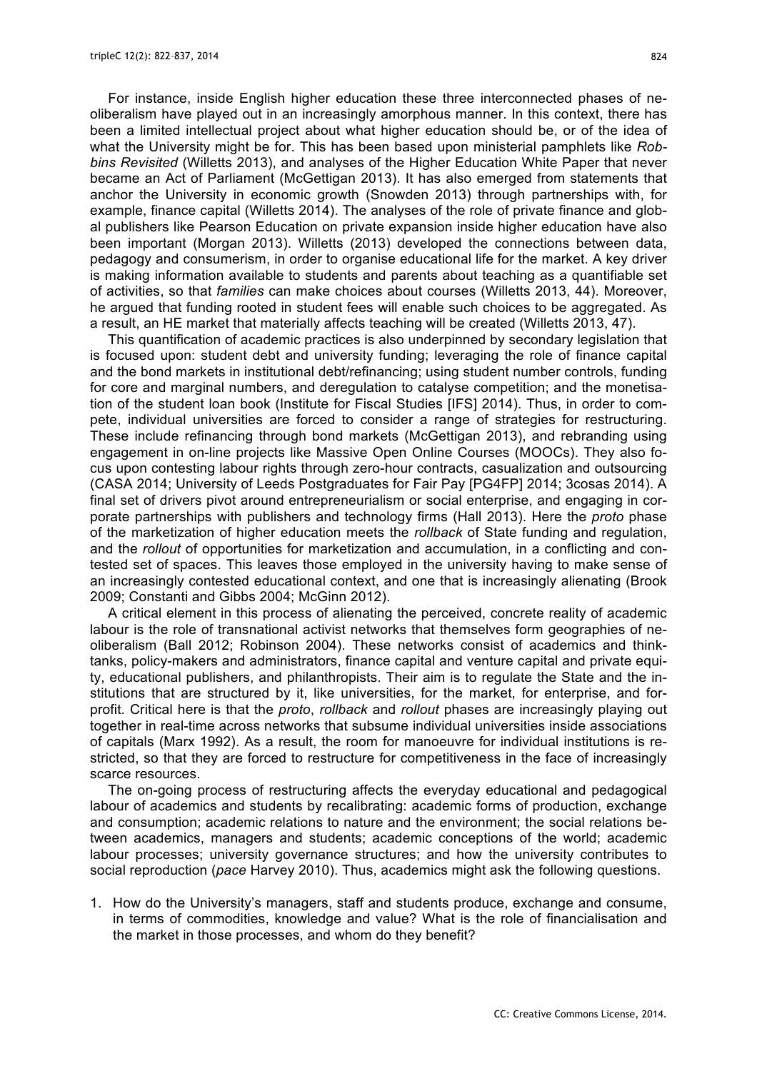For instance, inside English higher education these three interconnected phases of neoliberalism have played out in an increasingly amorphous manner. In this context, there has been a limited intellectual project about what higher education should be, or of the idea of what the University might be for. This has been based upon ministerial pamphlets like *Robbins Revisited* (Willetts 2013), and analyses of the Higher Education White Paper that never became an Act of Parliament (McGettigan 2013). It has also emerged from statements that anchor the University in economic growth (Snowden 2013) through partnerships with, for example, finance capital (Willetts 2014). The analyses of the role of private finance and global publishers like Pearson Education on private expansion inside higher education have also been important (Morgan 2013). Willetts (2013) developed the connections between data, pedagogy and consumerism, in order to organise educational life for the market. A key driver is making information available to students and parents about teaching as a quantifiable set of activities, so that *families* can make choices about courses (Willetts 2013, 44). Moreover, he argued that funding rooted in student fees will enable such choices to be aggregated. As a result, an HE market that materially affects teaching will be created (Willetts 2013, 47).

This quantification of academic practices is also underpinned by secondary legislation that is focused upon: student debt and university funding; leveraging the role of finance capital and the bond markets in institutional debt/refinancing; using student number controls, funding for core and marginal numbers, and deregulation to catalyse competition; and the monetisation of the student loan book (Institute for Fiscal Studies [IFS] 2014). Thus, in order to compete, individual universities are forced to consider a range of strategies for restructuring. These include refinancing through bond markets (McGettigan 2013), and rebranding using engagement in on-line projects like Massive Open Online Courses (MOOCs). They also focus upon contesting labour rights through zero-hour contracts, casualization and outsourcing (CASA 2014; University of Leeds Postgraduates for Fair Pay [PG4FP] 2014; 3cosas 2014). A final set of drivers pivot around entrepreneurialism or social enterprise, and engaging in corporate partnerships with publishers and technology firms (Hall 2013). Here the *proto* phase of the marketization of higher education meets the *rollback* of State funding and regulation, and the *rollout* of opportunities for marketization and accumulation, in a conflicting and contested set of spaces. This leaves those employed in the university having to make sense of an increasingly contested educational context, and one that is increasingly alienating (Brook 2009; Constanti and Gibbs 2004; McGinn 2012).

A critical element in this process of alienating the perceived, concrete reality of academic labour is the role of transnational activist networks that themselves form geographies of neoliberalism (Ball 2012; Robinson 2004). These networks consist of academics and think-tanks, policy-makers and administrators, finance capital and venture capital and private equity, educational publishers, and philanthropists. Their aim is to regulate the State and the institutions that are structured by it, like universities, for the market, for enterprise, and for-profit. Critical here is that the *proto*, *rollback* and *rollout* phases are increasingly playing out together in real-time across networks that subsume individual universities inside associations of capitals (Marx 1992). As a result, the room for manoeuvre for individual institutions is restricted, so that they are forced to restructure for competitiveness in the face of increasingly scarce resources.

The on-going process of restructuring affects the everyday educational and pedagogical labour of academics and students by recalibrating: academic forms of production, exchange and consumption; academic relations to nature and the environment; the social relations between academics, managers and students; academic conceptions of the world; academic labour processes; university governance structures; and how the university contributes to social reproduction (*pace* Harvey 2010). Thus, academics might ask the following questions.

1. How do the University's managers, staff and students produce, exchange and consume, in terms of commodities, knowledge and value? What is the role of financialisation and the market in those processes, and whom do they benefit?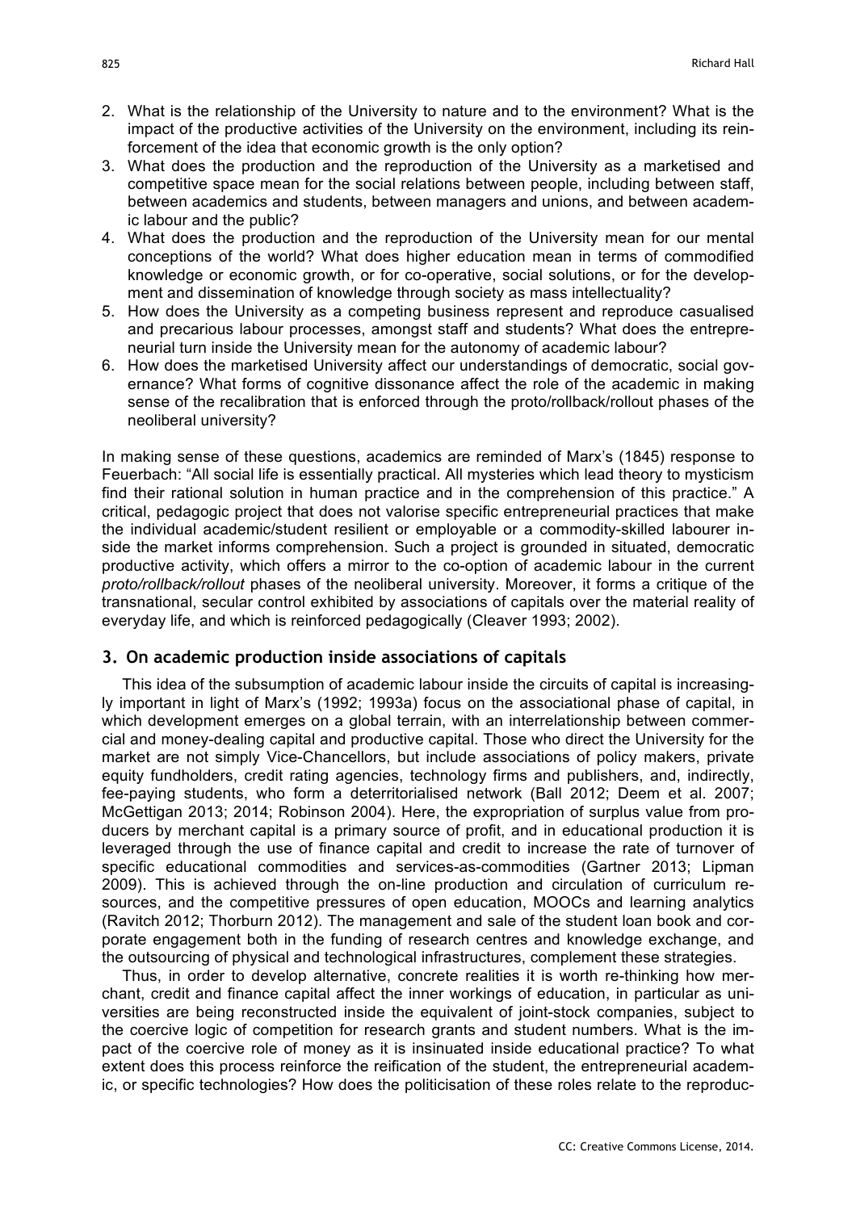2. What is the relationship of the University to nature and to the environment? What is the impact of the productive activities of the University on the environment, including its reinforcement of the idea that economic growth is the only option?
3. What does the production and the reproduction of the University as a marketised and competitive space mean for the social relations between people, including between staff, between academics and students, between managers and unions, and between academic labour and the public?
4. What does the production and the reproduction of the University mean for our mental conceptions of the world? What does higher education mean in terms of commodified knowledge or economic growth, or for co-operative, social solutions, or for the development and dissemination of knowledge through society as mass intellectuality?
5. How does the University as a competing business represent and reproduce casualised and precarious labour processes, amongst staff and students? What does the entrepreneurial turn inside the University mean for the autonomy of academic labour?
6. How does the marketised University affect our understandings of democratic, social governance? What forms of cognitive dissonance affect the role of the academic in making sense of the recalibration that is enforced through the proto/rollback/rollout phases of the neoliberal university?

In making sense of these questions, academics are reminded of Marx's (1845) response to Feuerbach: "All social life is essentially practical. All mysteries which lead theory to mysticism find their rational solution in human practice and in the comprehension of this practice." A critical, pedagogic project that does not valorise specific entrepreneurial practices that make the individual academic/student resilient or employable or a commodity-skilled labourer inside the market informs comprehension. Such a project is grounded in situated, democratic productive activity, which offers a mirror to the co-option of academic labour in the current *proto/rollback/rollout* phases of the neoliberal university. Moreover, it forms a critique of the transnational, secular control exhibited by associations of capitals over the material reality of everyday life, and which is reinforced pedagogically (Cleaver 1993; 2002).

## 3. On academic production inside associations of capitals

This idea of the subsumption of academic labour inside the circuits of capital is increasingly important in light of Marx's (1992; 1993a) focus on the associational phase of capital, in which development emerges on a global terrain, with an interrelationship between commercial and money-dealing capital and productive capital. Those who direct the University for the market are not simply Vice-Chancellors, but include associations of policy makers, private equity fundholders, credit rating agencies, technology firms and publishers, and, indirectly, fee-paying students, who form a deterritorialised network (Ball 2012; Deem et al. 2007; McGettigan 2013; 2014; Robinson 2004). Here, the expropriation of surplus value from producers by merchant capital is a primary source of profit, and in educational production it is leveraged through the use of finance capital and credit to increase the rate of turnover of specific educational commodities and services-as-commodities (Gartner 2013; Lipman 2009). This is achieved through the on-line production and circulation of curriculum resources, and the competitive pressures of open education, MOOCs and learning analytics (Ravitch 2012; Thorburn 2012). The management and sale of the student loan book and corporate engagement both in the funding of research centres and knowledge exchange, and the outsourcing of physical and technological infrastructures, complement these strategies.

Thus, in order to develop alternative, concrete realities it is worth re-thinking how merchant, credit and finance capital affect the inner workings of education, in particular as universities are being reconstructed inside the equivalent of joint-stock companies, subject to the coercive logic of competition for research grants and student numbers. What is the impact of the coercive role of money as it is insinuated inside educational practice? To what extent does this process reinforce the reification of the student, the entrepreneurial academic, or specific technologies? How does the politicisation of these roles relate to the reproduc-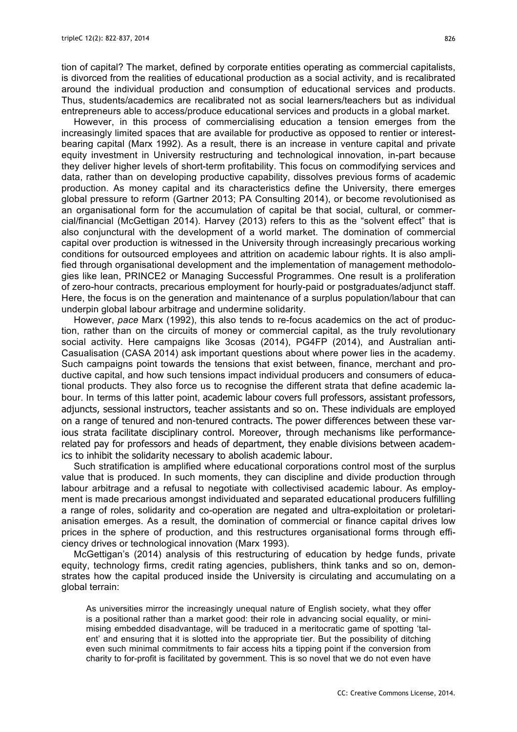tion of capital? The market, defined by corporate entities operating as commercial capitalists, is divorced from the realities of educational production as a social activity, and is recalibrated around the individual production and consumption of educational services and products. Thus, students/academics are recalibrated not as social learners/teachers but as individual entrepreneurs able to access/produce educational services and products in a global market.

However, in this process of commercialising education a tension emerges from the increasingly limited spaces that are available for productive as opposed to rentier or interest-bearing capital (Marx 1992). As a result, there is an increase in venture capital and private equity investment in University restructuring and technological innovation, in-part because they deliver higher levels of short-term profitability. This focus on commodifying services and data, rather than on developing productive capability, dissolves previous forms of academic production. As money capital and its characteristics define the University, there emerges global pressure to reform (Gartner 2013; PA Consulting 2014), or become revolutionised as an organisational form for the accumulation of capital be that social, cultural, or commercial/financial (McGettigan 2014). Harvey (2013) refers to this as the "solvent effect" that is also conjunctural with the development of a world market. The domination of commercial capital over production is witnessed in the University through increasingly precarious working conditions for outsourced employees and attrition on academic labour rights. It is also amplified through organisational development and the implementation of management methodologies like lean, PRINCE2 or Managing Successful Programmes. One result is a proliferation of zero-hour contracts, precarious employment for hourly-paid or postgraduates/adjunct staff. Here, the focus is on the generation and maintenance of a surplus population/labour that can underpin global labour arbitrage and undermine solidarity.

However, *pace* Marx (1992), this also tends to re-focus academics on the act of production, rather than on the circuits of money or commercial capital, as the truly revolutionary social activity. Here campaigns like 3cosas (2014), PG4FP (2014), and Australian anti-Casualisation (CASA 2014) ask important questions about where power lies in the academy. Such campaigns point towards the tensions that exist between, finance, merchant and productive capital, and how such tensions impact individual producers and consumers of educational products. They also force us to recognise the different strata that define academic labour. In terms of this latter point, academic labour covers full professors, assistant professors, adjuncts, sessional instructors, teacher assistants and so on. These individuals are employed on a range of tenured and non-tenured contracts. The power differences between these various strata facilitate disciplinary control. Moreover, through mechanisms like performance-related pay for professors and heads of department, they enable divisions between academics to inhibit the solidarity necessary to abolish academic labour.

Such stratification is amplified where educational corporations control most of the surplus value that is produced. In such moments, they can discipline and divide production through labour arbitrage and a refusal to negotiate with collectivised academic labour. As employment is made precarious amongst individuated and separated educational producers fulfilling a range of roles, solidarity and co-operation are negated and ultra-exploitation or proletarianisation emerges. As a result, the domination of commercial or finance capital drives low prices in the sphere of production, and this restructures organisational forms through efficiency drives or technological innovation (Marx 1993).

McGettigan's (2014) analysis of this restructuring of education by hedge funds, private equity, technology firms, credit rating agencies, publishers, think tanks and so on, demonstrates how the capital produced inside the University is circulating and accumulating on a global terrain:

> As universities mirror the increasingly unequal nature of English society, what they offer is a positional rather than a market good: their role in advancing social equality, or minimising embedded disadvantage, will be traduced in a meritocratic game of spotting 'talent' and ensuring that it is slotted into the appropriate tier. But the possibility of ditching even such minimal commitments to fair access hits a tipping point if the conversion from charity to for-profit is facilitated by government. This is so novel that we do not even have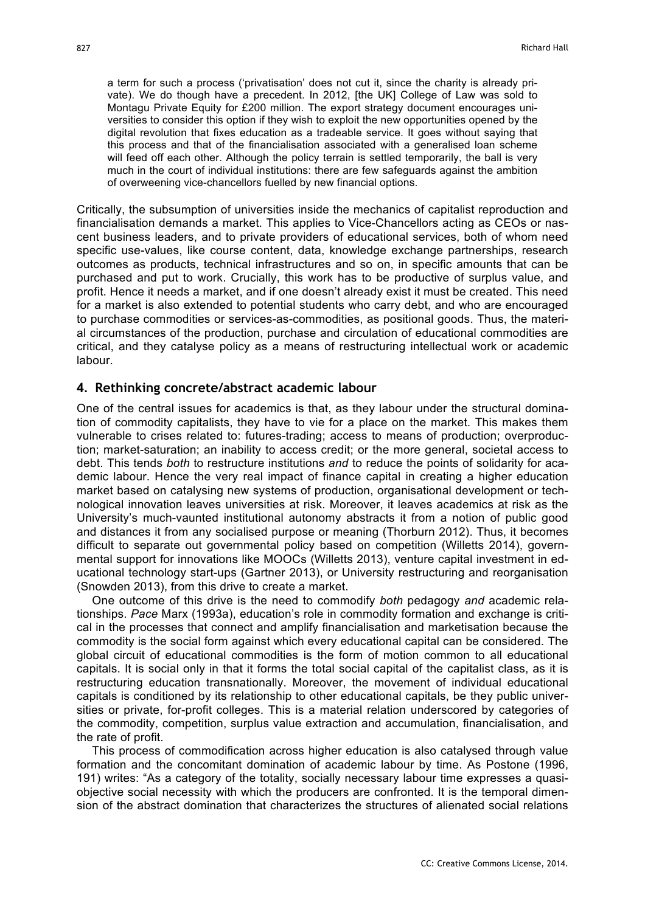> a term for such a process ('privatisation' does not cut it, since the charity is already private). We do though have a precedent. In 2012, [the UK] College of Law was sold to Montagu Private Equity for £200 million. The export strategy document encourages universities to consider this option if they wish to exploit the new opportunities opened by the digital revolution that fixes education as a tradeable service. It goes without saying that this process and that of the financialisation associated with a generalised loan scheme will feed off each other. Although the policy terrain is settled temporarily, the ball is very much in the court of individual institutions: there are few safeguards against the ambition of overweening vice-chancellors fuelled by new financial options.

Critically, the subsumption of universities inside the mechanics of capitalist reproduction and financialisation demands a market. This applies to Vice-Chancellors acting as CEOs or nascent business leaders, and to private providers of educational services, both of whom need specific use-values, like course content, data, knowledge exchange partnerships, research outcomes as products, technical infrastructures and so on, in specific amounts that can be purchased and put to work. Crucially, this work has to be productive of surplus value, and profit. Hence it needs a market, and if one doesn't already exist it must be created. This need for a market is also extended to potential students who carry debt, and who are encouraged to purchase commodities or services-as-commodities, as positional goods. Thus, the material circumstances of the production, purchase and circulation of educational commodities are critical, and they catalyse policy as a means of restructuring intellectual work or academic labour.

## 4. Rethinking concrete/abstract academic labour

One of the central issues for academics is that, as they labour under the structural domination of commodity capitalists, they have to vie for a place on the market. This makes them vulnerable to crises related to: futures-trading; access to means of production; overproduction; market-saturation; an inability to access credit; or the more general, societal access to debt. This tends *both* to restructure institutions *and* to reduce the points of solidarity for academic labour. Hence the very real impact of finance capital in creating a higher education market based on catalysing new systems of production, organisational development or technological innovation leaves universities at risk. Moreover, it leaves academics at risk as the University's much-vaunted institutional autonomy abstracts it from a notion of public good and distances it from any socialised purpose or meaning (Thorburn 2012). Thus, it becomes difficult to separate out governmental policy based on competition (Willetts 2014), governmental support for innovations like MOOCs (Willetts 2013), venture capital investment in educational technology start-ups (Gartner 2013), or University restructuring and reorganisation (Snowden 2013), from this drive to create a market.

One outcome of this drive is the need to commodify *both* pedagogy *and* academic relationships. *Pace* Marx (1993a), education's role in commodity formation and exchange is critical in the processes that connect and amplify financialisation and marketisation because the commodity is the social form against which every educational capital can be considered. The global circuit of educational commodities is the form of motion common to all educational capitals. It is social only in that it forms the total social capital of the capitalist class, as it is restructuring education transnationally. Moreover, the movement of individual educational capitals is conditioned by its relationship to other educational capitals, be they public universities or private, for-profit colleges. This is a material relation underscored by categories of the commodity, competition, surplus value extraction and accumulation, financialisation, and the rate of profit.

This process of commodification across higher education is also catalysed through value formation and the concomitant domination of academic labour by time. As Postone (1996, 191) writes: "As a category of the totality, socially necessary labour time expresses a quasi-objective social necessity with which the producers are confronted. It is the temporal dimension of the abstract domination that characterizes the structures of alienated social relations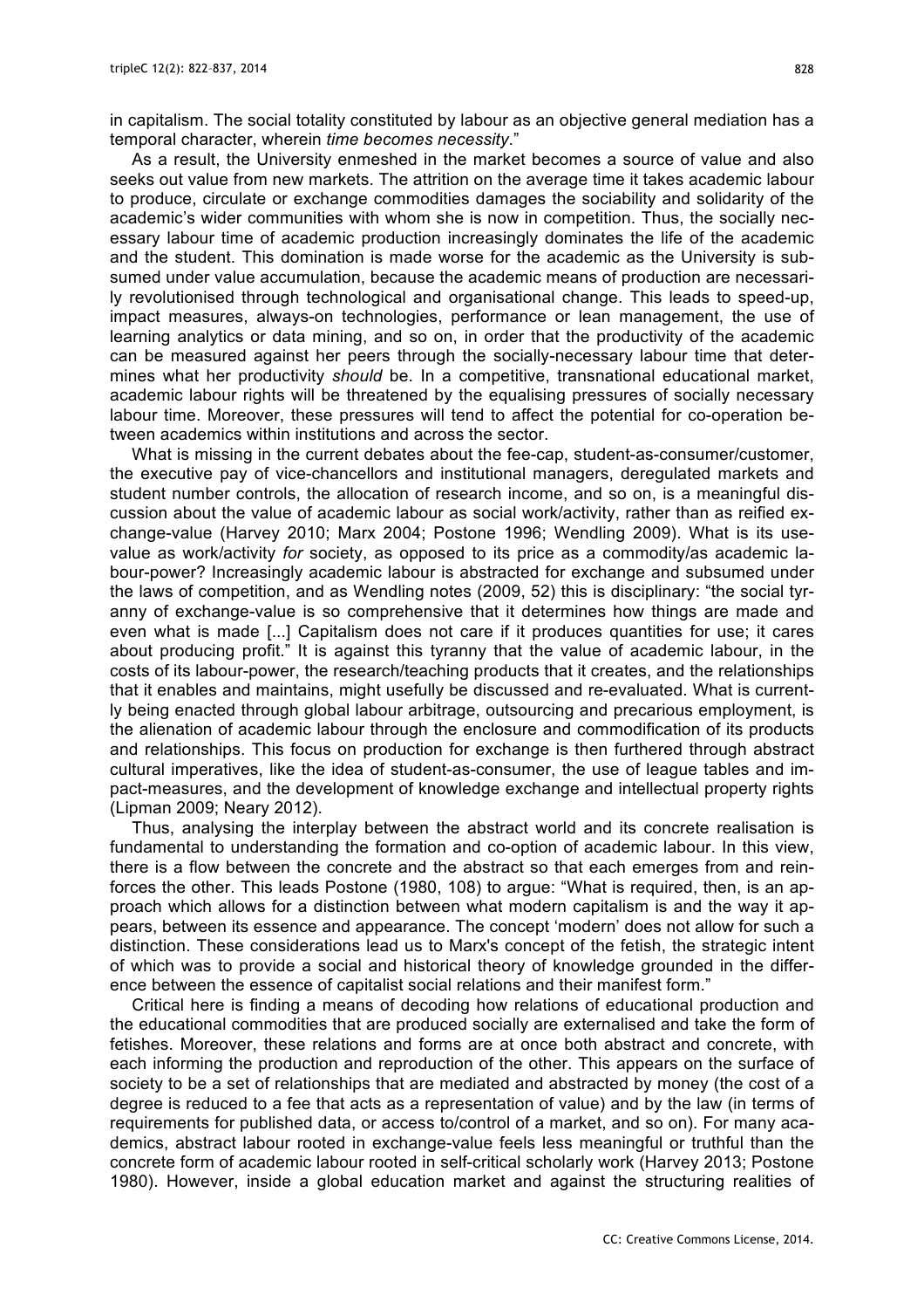in capitalism. The social totality constituted by labour as an objective general mediation has a temporal character, wherein *time becomes necessity*."

As a result, the University enmeshed in the market becomes a source of value and also seeks out value from new markets. The attrition on the average time it takes academic labour to produce, circulate or exchange commodities damages the sociability and solidarity of the academic's wider communities with whom she is now in competition. Thus, the socially necessary labour time of academic production increasingly dominates the life of the academic and the student. This domination is made worse for the academic as the University is subsumed under value accumulation, because the academic means of production are necessarily revolutionised through technological and organisational change. This leads to speed-up, impact measures, always-on technologies, performance or lean management, the use of learning analytics or data mining, and so on, in order that the productivity of the academic can be measured against her peers through the socially-necessary labour time that determines what her productivity *should* be. In a competitive, transnational educational market, academic labour rights will be threatened by the equalising pressures of socially necessary labour time. Moreover, these pressures will tend to affect the potential for co-operation between academics within institutions and across the sector.

What is missing in the current debates about the fee-cap, student-as-consumer/customer, the executive pay of vice-chancellors and institutional managers, deregulated markets and student number controls, the allocation of research income, and so on, is a meaningful discussion about the value of academic labour as social work/activity, rather than as reified exchange-value (Harvey 2010; Marx 2004; Postone 1996; Wendling 2009). What is its use-value as work/activity *for* society, as opposed to its price as a commodity/as academic labour-power? Increasingly academic labour is abstracted for exchange and subsumed under the laws of competition, and as Wendling notes (2009, 52) this is disciplinary: "the social tyranny of exchange-value is so comprehensive that it determines how things are made and even what is made [...] Capitalism does not care if it produces quantities for use; it cares about producing profit." It is against this tyranny that the value of academic labour, in the costs of its labour-power, the research/teaching products that it creates, and the relationships that it enables and maintains, might usefully be discussed and re-evaluated. What is currently being enacted through global labour arbitrage, outsourcing and precarious employment, is the alienation of academic labour through the enclosure and commodification of its products and relationships. This focus on production for exchange is then furthered through abstract cultural imperatives, like the idea of student-as-consumer, the use of league tables and impact-measures, and the development of knowledge exchange and intellectual property rights (Lipman 2009; Neary 2012).

Thus, analysing the interplay between the abstract world and its concrete realisation is fundamental to understanding the formation and co-option of academic labour. In this view, there is a flow between the concrete and the abstract so that each emerges from and reinforces the other. This leads Postone (1980, 108) to argue: "What is required, then, is an approach which allows for a distinction between what modern capitalism is and the way it appears, between its essence and appearance. The concept 'modern' does not allow for such a distinction. These considerations lead us to Marx's concept of the fetish, the strategic intent of which was to provide a social and historical theory of knowledge grounded in the difference between the essence of capitalist social relations and their manifest form."

Critical here is finding a means of decoding how relations of educational production and the educational commodities that are produced socially are externalised and take the form of fetishes. Moreover, these relations and forms are at once both abstract and concrete, with each informing the production and reproduction of the other. This appears on the surface of society to be a set of relationships that are mediated and abstracted by money (the cost of a degree is reduced to a fee that acts as a representation of value) and by the law (in terms of requirements for published data, or access to/control of a market, and so on). For many academics, abstract labour rooted in exchange-value feels less meaningful or truthful than the concrete form of academic labour rooted in self-critical scholarly work (Harvey 2013; Postone 1980). However, inside a global education market and against the structuring realities of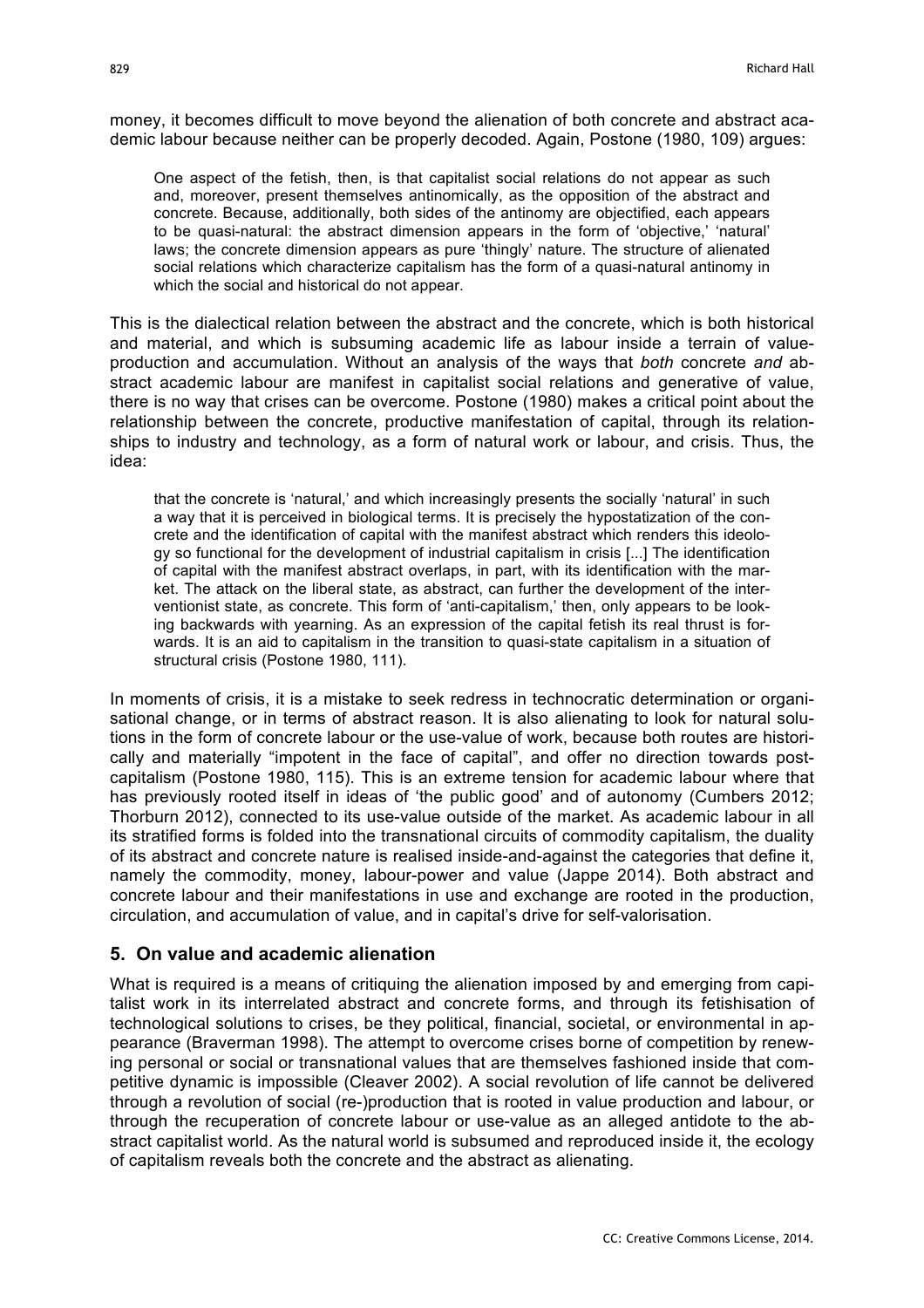money, it becomes difficult to move beyond the alienation of both concrete and abstract academic labour because neither can be properly decoded. Again, Postone (1980, 109) argues:

> One aspect of the fetish, then, is that capitalist social relations do not appear as such and, moreover, present themselves antinomically, as the opposition of the abstract and concrete. Because, additionally, both sides of the antinomy are objectified, each appears to be quasi-natural: the abstract dimension appears in the form of 'objective,' 'natural' laws; the concrete dimension appears as pure 'thingly' nature. The structure of alienated social relations which characterize capitalism has the form of a quasi-natural antinomy in which the social and historical do not appear.

This is the dialectical relation between the abstract and the concrete, which is both historical and material, and which is subsuming academic life as labour inside a terrain of value-production and accumulation. Without an analysis of the ways that *both* concrete *and* abstract academic labour are manifest in capitalist social relations and generative of value, there is no way that crises can be overcome. Postone (1980) makes a critical point about the relationship between the concrete, productive manifestation of capital, through its relationships to industry and technology, as a form of natural work or labour, and crisis. Thus, the idea:

> that the concrete is 'natural,' and which increasingly presents the socially 'natural' in such a way that it is perceived in biological terms. It is precisely the hypostatization of the concrete and the identification of capital with the manifest abstract which renders this ideology so functional for the development of industrial capitalism in crisis [...] The identification of capital with the manifest abstract overlaps, in part, with its identification with the market. The attack on the liberal state, as abstract, can further the development of the interventionist state, as concrete. This form of 'anti-capitalism,' then, only appears to be looking backwards with yearning. As an expression of the capital fetish its real thrust is forwards. It is an aid to capitalism in the transition to quasi-state capitalism in a situation of structural crisis (Postone 1980, 111).

In moments of crisis, it is a mistake to seek redress in technocratic determination or organisational change, or in terms of abstract reason. It is also alienating to look for natural solutions in the form of concrete labour or the use-value of work, because both routes are historically and materially "impotent in the face of capital", and offer no direction towards post-capitalism (Postone 1980, 115). This is an extreme tension for academic labour where that has previously rooted itself in ideas of 'the public good' and of autonomy (Cumbers 2012; Thorburn 2012), connected to its use-value outside of the market. As academic labour in all its stratified forms is folded into the transnational circuits of commodity capitalism, the duality of its abstract and concrete nature is realised inside-and-against the categories that define it, namely the commodity, money, labour-power and value (Jappe 2014). Both abstract and concrete labour and their manifestations in use and exchange are rooted in the production, circulation, and accumulation of value, and in capital's drive for self-valorisation.

## 5. On value and academic alienation

What is required is a means of critiquing the alienation imposed by and emerging from capitalist work in its interrelated abstract and concrete forms, and through its fetishisation of technological solutions to crises, be they political, financial, societal, or environmental in appearance (Braverman 1998). The attempt to overcome crises borne of competition by renewing personal or social or transnational values that are themselves fashioned inside that competitive dynamic is impossible (Cleaver 2002). A social revolution of life cannot be delivered through a revolution of social (re-)production that is rooted in value production and labour, or through the recuperation of concrete labour or use-value as an alleged antidote to the abstract capitalist world. As the natural world is subsumed and reproduced inside it, the ecology of capitalism reveals both the concrete and the abstract as alienating.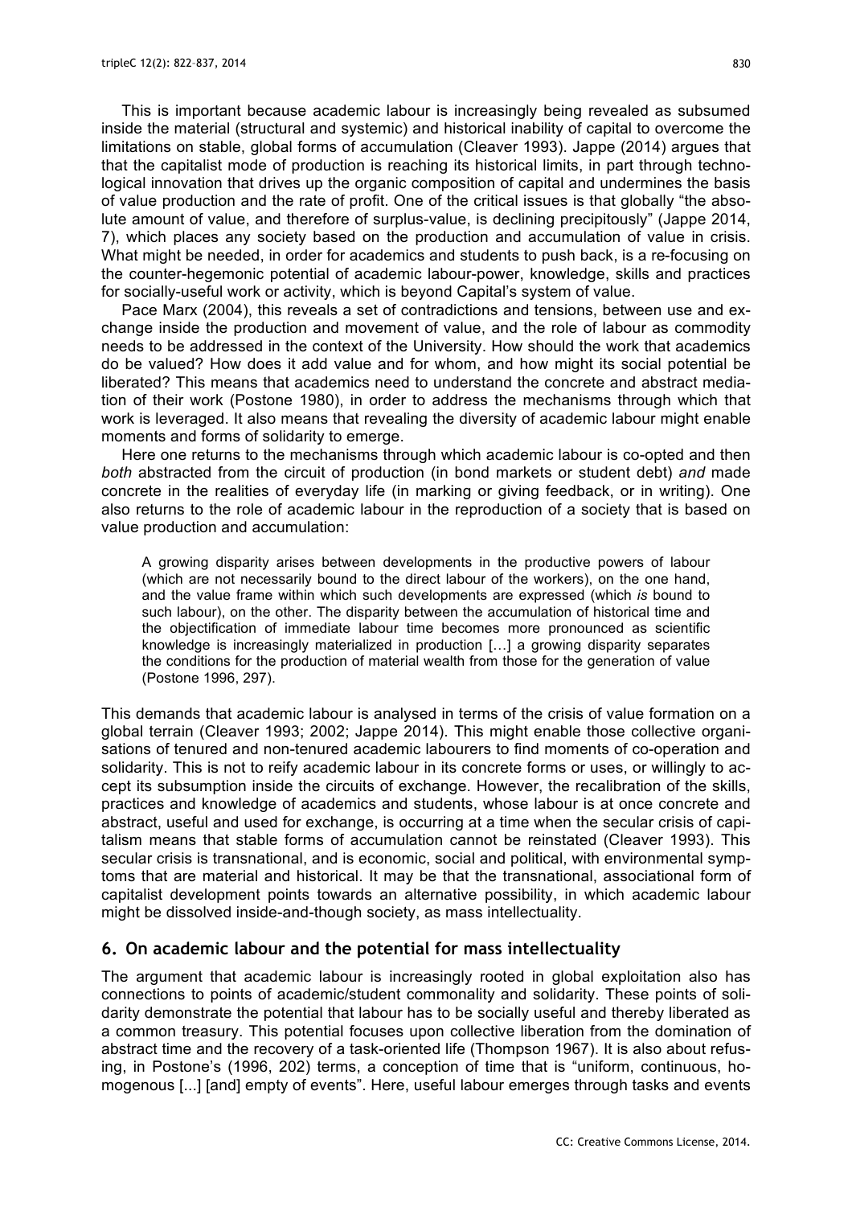This is important because academic labour is increasingly being revealed as subsumed inside the material (structural and systemic) and historical inability of capital to overcome the limitations on stable, global forms of accumulation (Cleaver 1993). Jappe (2014) argues that that the capitalist mode of production is reaching its historical limits, in part through technological innovation that drives up the organic composition of capital and undermines the basis of value production and the rate of profit. One of the critical issues is that globally "the absolute amount of value, and therefore of surplus-value, is declining precipitously" (Jappe 2014, 7), which places any society based on the production and accumulation of value in crisis. What might be needed, in order for academics and students to push back, is a re-focusing on the counter-hegemonic potential of academic labour-power, knowledge, skills and practices for socially-useful work or activity, which is beyond Capital's system of value.

Pace Marx (2004), this reveals a set of contradictions and tensions, between use and exchange inside the production and movement of value, and the role of labour as commodity needs to be addressed in the context of the University. How should the work that academics do be valued? How does it add value and for whom, and how might its social potential be liberated? This means that academics need to understand the concrete and abstract mediation of their work (Postone 1980), in order to address the mechanisms through which that work is leveraged. It also means that revealing the diversity of academic labour might enable moments and forms of solidarity to emerge.

Here one returns to the mechanisms through which academic labour is co-opted and then *both* abstracted from the circuit of production (in bond markets or student debt) *and* made concrete in the realities of everyday life (in marking or giving feedback, or in writing). One also returns to the role of academic labour in the reproduction of a society that is based on value production and accumulation:

> A growing disparity arises between developments in the productive powers of labour (which are not necessarily bound to the direct labour of the workers), on the one hand, and the value frame within which such developments are expressed (which *is* bound to such labour), on the other. The disparity between the accumulation of historical time and the objectification of immediate labour time becomes more pronounced as scientific knowledge is increasingly materialized in production […] a growing disparity separates the conditions for the production of material wealth from those for the generation of value (Postone 1996, 297).

This demands that academic labour is analysed in terms of the crisis of value formation on a global terrain (Cleaver 1993; 2002; Jappe 2014). This might enable those collective organisations of tenured and non-tenured academic labourers to find moments of co-operation and solidarity. This is not to reify academic labour in its concrete forms or uses, or willingly to accept its subsumption inside the circuits of exchange. However, the recalibration of the skills, practices and knowledge of academics and students, whose labour is at once concrete and abstract, useful and used for exchange, is occurring at a time when the secular crisis of capitalism means that stable forms of accumulation cannot be reinstated (Cleaver 1993). This secular crisis is transnational, and is economic, social and political, with environmental symptoms that are material and historical. It may be that the transnational, associational form of capitalist development points towards an alternative possibility, in which academic labour might be dissolved inside-and-though society, as mass intellectuality.

## 6. On academic labour and the potential for mass intellectuality

The argument that academic labour is increasingly rooted in global exploitation also has connections to points of academic/student commonality and solidarity. These points of solidarity demonstrate the potential that labour has to be socially useful and thereby liberated as a common treasury. This potential focuses upon collective liberation from the domination of abstract time and the recovery of a task-oriented life (Thompson 1967). It is also about refusing, in Postone's (1996, 202) terms, a conception of time that is "uniform, continuous, homogenous [...] [and] empty of events". Here, useful labour emerges through tasks and events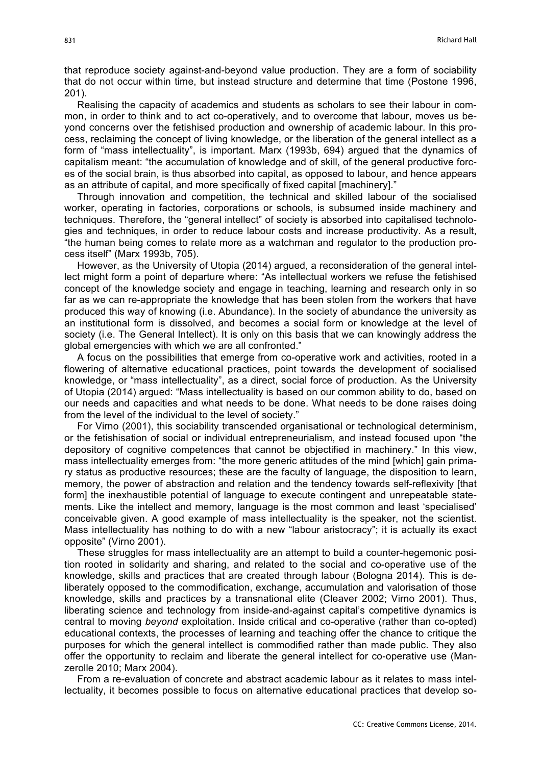that reproduce society against-and-beyond value production. They are a form of sociability that do not occur within time, but instead structure and determine that time (Postone 1996, 201).

Realising the capacity of academics and students as scholars to see their labour in common, in order to think and to act co-operatively, and to overcome that labour, moves us beyond concerns over the fetishised production and ownership of academic labour. In this process, reclaiming the concept of living knowledge, or the liberation of the general intellect as a form of "mass intellectuality", is important. Marx (1993b, 694) argued that the dynamics of capitalism meant: "the accumulation of knowledge and of skill, of the general productive forces of the social brain, is thus absorbed into capital, as opposed to labour, and hence appears as an attribute of capital, and more specifically of fixed capital [machinery]."

Through innovation and competition, the technical and skilled labour of the socialised worker, operating in factories, corporations or schools, is subsumed inside machinery and techniques. Therefore, the "general intellect" of society is absorbed into capitalised technologies and techniques, in order to reduce labour costs and increase productivity. As a result, "the human being comes to relate more as a watchman and regulator to the production process itself" (Marx 1993b, 705).

However, as the University of Utopia (2014) argued, a reconsideration of the general intellect might form a point of departure where: "As intellectual workers we refuse the fetishised concept of the knowledge society and engage in teaching, learning and research only in so far as we can re-appropriate the knowledge that has been stolen from the workers that have produced this way of knowing (i.e. Abundance). In the society of abundance the university as an institutional form is dissolved, and becomes a social form or knowledge at the level of society (i.e. The General Intellect). It is only on this basis that we can knowingly address the global emergencies with which we are all confronted."

A focus on the possibilities that emerge from co-operative work and activities, rooted in a flowering of alternative educational practices, point towards the development of socialised knowledge, or "mass intellectuality", as a direct, social force of production. As the University of Utopia (2014) argued: "Mass intellectuality is based on our common ability to do, based on our needs and capacities and what needs to be done. What needs to be done raises doing from the level of the individual to the level of society."

For Virno (2001), this sociability transcended organisational or technological determinism, or the fetishisation of social or individual entrepreneurialism, and instead focused upon "the depository of cognitive competences that cannot be objectified in machinery." In this view, mass intellectuality emerges from: "the more generic attitudes of the mind [which] gain primary status as productive resources; these are the faculty of language, the disposition to learn, memory, the power of abstraction and relation and the tendency towards self-reflexivity [that form] the inexhaustible potential of language to execute contingent and unrepeatable statements. Like the intellect and memory, language is the most common and least 'specialised' conceivable given. A good example of mass intellectuality is the speaker, not the scientist. Mass intellectuality has nothing to do with a new "labour aristocracy"; it is actually its exact opposite" (Virno 2001).

These struggles for mass intellectuality are an attempt to build a counter-hegemonic position rooted in solidarity and sharing, and related to the social and co-operative use of the knowledge, skills and practices that are created through labour (Bologna 2014). This is deliberately opposed to the commodification, exchange, accumulation and valorisation of those knowledge, skills and practices by a transnational elite (Cleaver 2002; Virno 2001). Thus, liberating science and technology from inside-and-against capital's competitive dynamics is central to moving *beyond* exploitation. Inside critical and co-operative (rather than co-opted) educational contexts, the processes of learning and teaching offer the chance to critique the purposes for which the general intellect is commodified rather than made public. They also offer the opportunity to reclaim and liberate the general intellect for co-operative use (Manzerolle 2010; Marx 2004).

From a re-evaluation of concrete and abstract academic labour as it relates to mass intellectuality, it becomes possible to focus on alternative educational practices that develop so-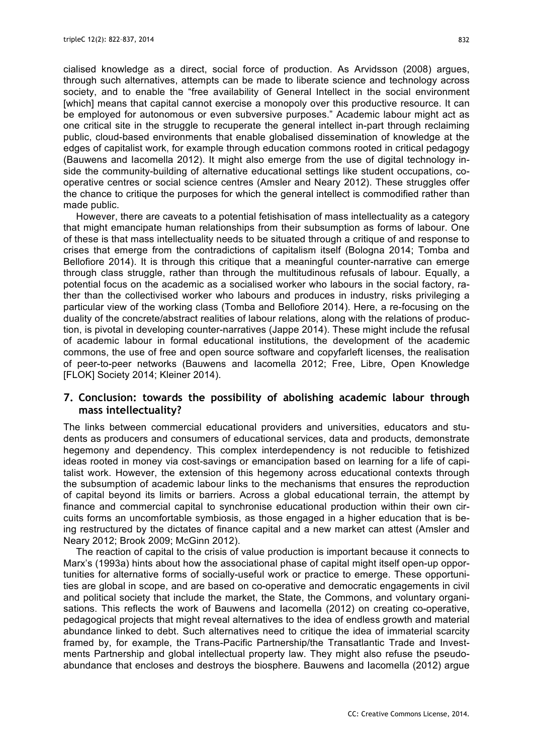cialised knowledge as a direct, social force of production. As Arvidsson (2008) argues, through such alternatives, attempts can be made to liberate science and technology across society, and to enable the "free availability of General Intellect in the social environment [which] means that capital cannot exercise a monopoly over this productive resource. It can be employed for autonomous or even subversive purposes." Academic labour might act as one critical site in the struggle to recuperate the general intellect in-part through reclaiming public, cloud-based environments that enable globalised dissemination of knowledge at the edges of capitalist work, for example through education commons rooted in critical pedagogy (Bauwens and Iacomella 2012). It might also emerge from the use of digital technology inside the community-building of alternative educational settings like student occupations, co-operative centres or social science centres (Amsler and Neary 2012). These struggles offer the chance to critique the purposes for which the general intellect is commodified rather than made public.

However, there are caveats to a potential fetishisation of mass intellectuality as a category that might emancipate human relationships from their subsumption as forms of labour. One of these is that mass intellectuality needs to be situated through a critique of and response to crises that emerge from the contradictions of capitalism itself (Bologna 2014; Tomba and Bellofiore 2014). It is through this critique that a meaningful counter-narrative can emerge through class struggle, rather than through the multitudinous refusals of labour. Equally, a potential focus on the academic as a socialised worker who labours in the social factory, rather than the collectivised worker who labours and produces in industry, risks privileging a particular view of the working class (Tomba and Bellofiore 2014). Here, a re-focusing on the duality of the concrete/abstract realities of labour relations, along with the relations of production, is pivotal in developing counter-narratives (Jappe 2014). These might include the refusal of academic labour in formal educational institutions, the development of the academic commons, the use of free and open source software and copyfarleft licenses, the realisation of peer-to-peer networks (Bauwens and Iacomella 2012; Free, Libre, Open Knowledge [FLOK] Society 2014; Kleiner 2014).

## 7. Conclusion: towards the possibility of abolishing academic labour through mass intellectuality?

The links between commercial educational providers and universities, educators and students as producers and consumers of educational services, data and products, demonstrate hegemony and dependency. This complex interdependency is not reducible to fetishized ideas rooted in money via cost-savings or emancipation based on learning for a life of capitalist work. However, the extension of this hegemony across educational contexts through the subsumption of academic labour links to the mechanisms that ensures the reproduction of capital beyond its limits or barriers. Across a global educational terrain, the attempt by finance and commercial capital to synchronise educational production within their own circuits forms an uncomfortable symbiosis, as those engaged in a higher education that is being restructured by the dictates of finance capital and a new market can attest (Amsler and Neary 2012; Brook 2009; McGinn 2012).

The reaction of capital to the crisis of value production is important because it connects to Marx's (1993a) hints about how the associational phase of capital might itself open-up opportunities for alternative forms of socially-useful work or practice to emerge. These opportunities are global in scope, and are based on co-operative and democratic engagements in civil and political society that include the market, the State, the Commons, and voluntary organisations. This reflects the work of Bauwens and Iacomella (2012) on creating co-operative, pedagogical projects that might reveal alternatives to the idea of endless growth and material abundance linked to debt. Such alternatives need to critique the idea of immaterial scarcity framed by, for example, the Trans-Pacific Partnership/the Transatlantic Trade and Investments Partnership and global intellectual property law. They might also refuse the pseudo-abundance that encloses and destroys the biosphere. Bauwens and Iacomella (2012) argue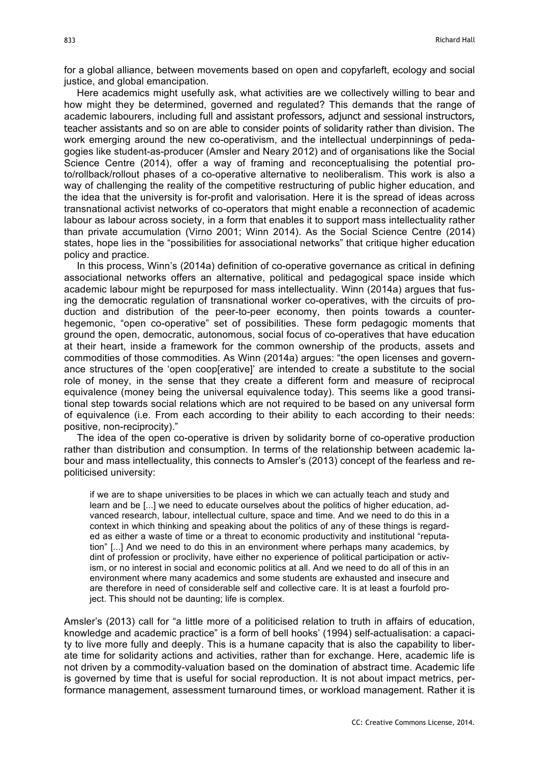for a global alliance, between movements based on open and copyfarleft, ecology and social justice, and global emancipation.

Here academics might usefully ask, what activities are we collectively willing to bear and how might they be determined, governed and regulated? This demands that the range of academic labourers, including full and assistant professors, adjunct and sessional instructors, teacher assistants and so on are able to consider points of solidarity rather than division. The work emerging around the new co-operativism, and the intellectual underpinnings of pedagogies like student-as-producer (Amsler and Neary 2012) and of organisations like the Social Science Centre (2014), offer a way of framing and reconceptualising the potential proto/rollback/rollout phases of a co-operative alternative to neoliberalism. This work is also a way of challenging the reality of the competitive restructuring of public higher education, and the idea that the university is for-profit and valorisation. Here it is the spread of ideas across transnational activist networks of co-operators that might enable a reconnection of academic labour as labour across society, in a form that enables it to support mass intellectuality rather than private accumulation (Virno 2001; Winn 2014). As the Social Science Centre (2014) states, hope lies in the "possibilities for associational networks" that critique higher education policy and practice.

In this process, Winn's (2014a) definition of co-operative governance as critical in defining associational networks offers an alternative, political and pedagogical space inside which academic labour might be repurposed for mass intellectuality. Winn (2014a) argues that fusing the democratic regulation of transnational worker co-operatives, with the circuits of production and distribution of the peer-to-peer economy, then points towards a counter-hegemonic, "open co-operative" set of possibilities. These form pedagogic moments that ground the open, democratic, autonomous, social focus of co-operatives that have education at their heart, inside a framework for the common ownership of the products, assets and commodities of those commodities. As Winn (2014a) argues: "the open licenses and governance structures of the 'open coop[erative]' are intended to create a substitute to the social role of money, in the sense that they create a different form and measure of reciprocal equivalence (money being the universal equivalence today). This seems like a good transitional step towards social relations which are not required to be based on any universal form of equivalence (i.e. From each according to their ability to each according to their needs: positive, non-reciprocity)."

The idea of the open co-operative is driven by solidarity borne of co-operative production rather than distribution and consumption. In terms of the relationship between academic labour and mass intellectuality, this connects to Amsler's (2013) concept of the fearless and re-politicised university:

> if we are to shape universities to be places in which we can actually teach and study and learn and be [...] we need to educate ourselves about the politics of higher education, advanced research, labour, intellectual culture, space and time. And we need to do this in a context in which thinking and speaking about the politics of any of these things is regarded as either a waste of time or a threat to economic productivity and institutional "reputation" [...] And we need to do this in an environment where perhaps many academics, by dint of profession or proclivity, have either no experience of political participation or activism, or no interest in social and economic politics at all. And we need to do all of this in an environment where many academics and some students are exhausted and insecure and are therefore in need of considerable self and collective care. It is at least a fourfold project. This should not be daunting; life is complex.

Amsler's (2013) call for "a little more of a politicised relation to truth in affairs of education, knowledge and academic practice" is a form of bell hooks' (1994) self-actualisation: a capacity to live more fully and deeply. This is a humane capacity that is also the capability to liberate time for solidarity actions and activities, rather than for exchange. Here, academic life is not driven by a commodity-valuation based on the domination of abstract time. Academic life is governed by time that is useful for social reproduction. It is not about impact metrics, performance management, assessment turnaround times, or workload management. Rather it is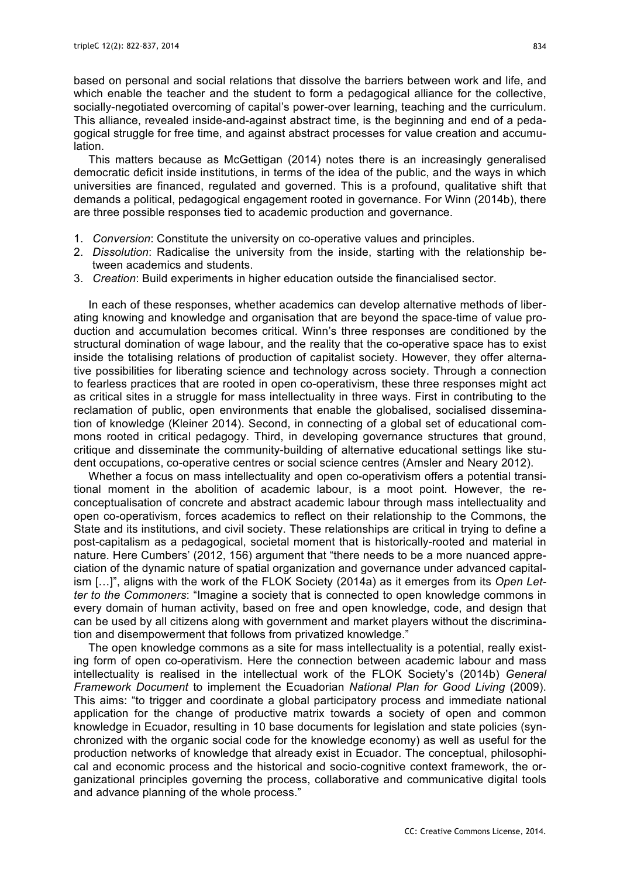based on personal and social relations that dissolve the barriers between work and life, and which enable the teacher and the student to form a pedagogical alliance for the collective, socially-negotiated overcoming of capital's power-over learning, teaching and the curriculum. This alliance, revealed inside-and-against abstract time, is the beginning and end of a pedagogical struggle for free time, and against abstract processes for value creation and accumulation.

This matters because as McGettigan (2014) notes there is an increasingly generalised democratic deficit inside institutions, in terms of the idea of the public, and the ways in which universities are financed, regulated and governed. This is a profound, qualitative shift that demands a political, pedagogical engagement rooted in governance. For Winn (2014b), there are three possible responses tied to academic production and governance.

1. *Conversion*: Constitute the university on co-operative values and principles.
2. *Dissolution*: Radicalise the university from the inside, starting with the relationship between academics and students.
3. *Creation*: Build experiments in higher education outside the financialised sector.

In each of these responses, whether academics can develop alternative methods of liberating knowing and knowledge and organisation that are beyond the space-time of value production and accumulation becomes critical. Winn's three responses are conditioned by the structural domination of wage labour, and the reality that the co-operative space has to exist inside the totalising relations of production of capitalist society. However, they offer alternative possibilities for liberating science and technology across society. Through a connection to fearless practices that are rooted in open co-operativism, these three responses might act as critical sites in a struggle for mass intellectuality in three ways. First in contributing to the reclamation of public, open environments that enable the globalised, socialised dissemination of knowledge (Kleiner 2014). Second, in connecting of a global set of educational commons rooted in critical pedagogy. Third, in developing governance structures that ground, critique and disseminate the community-building of alternative educational settings like student occupations, co-operative centres or social science centres (Amsler and Neary 2012).

Whether a focus on mass intellectuality and open co-operativism offers a potential transitional moment in the abolition of academic labour, is a moot point. However, the reconceptualisation of concrete and abstract academic labour through mass intellectuality and open co-operativism, forces academics to reflect on their relationship to the Commons, the State and its institutions, and civil society. These relationships are critical in trying to define a post-capitalism as a pedagogical, societal moment that is historically-rooted and material in nature. Here Cumbers' (2012, 156) argument that "there needs to be a more nuanced appreciation of the dynamic nature of spatial organization and governance under advanced capitalism […]", aligns with the work of the FLOK Society (2014a) as it emerges from its *Open Letter to the Commoners*: "Imagine a society that is connected to open knowledge commons in every domain of human activity, based on free and open knowledge, code, and design that can be used by all citizens along with government and market players without the discrimination and disempowerment that follows from privatized knowledge."

The open knowledge commons as a site for mass intellectuality is a potential, really existing form of open co-operativism. Here the connection between academic labour and mass intellectuality is realised in the intellectual work of the FLOK Society's (2014b) *General Framework Document* to implement the Ecuadorian *National Plan for Good Living* (2009). This aims: "to trigger and coordinate a global participatory process and immediate national application for the change of productive matrix towards a society of open and common knowledge in Ecuador, resulting in 10 base documents for legislation and state policies (synchronized with the organic social code for the knowledge economy) as well as useful for the production networks of knowledge that already exist in Ecuador. The conceptual, philosophical and economic process and the historical and socio-cognitive context framework, the organizational principles governing the process, collaborative and communicative digital tools and advance planning of the whole process."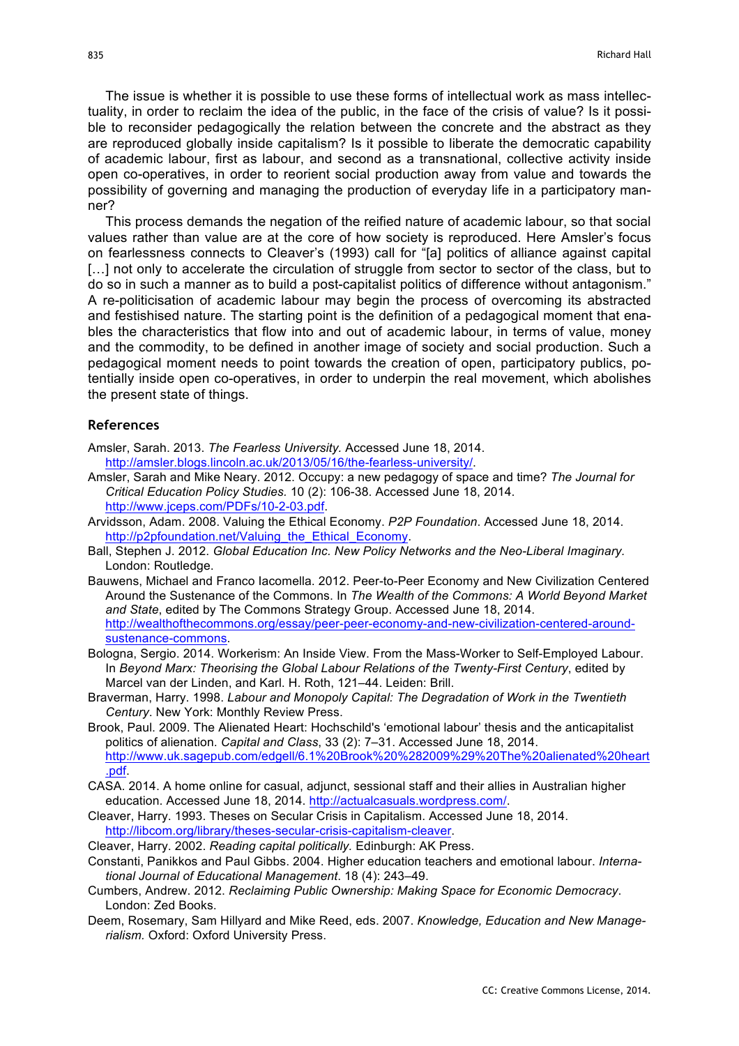The issue is whether it is possible to use these forms of intellectual work as mass intellectuality, in order to reclaim the idea of the public, in the face of the crisis of value? Is it possible to reconsider pedagogically the relation between the concrete and the abstract as they are reproduced globally inside capitalism? Is it possible to liberate the democratic capability of academic labour, first as labour, and second as a transnational, collective activity inside open co-operatives, in order to reorient social production away from value and towards the possibility of governing and managing the production of everyday life in a participatory manner?

This process demands the negation of the reified nature of academic labour, so that social values rather than value are at the core of how society is reproduced. Here Amsler's focus on fearlessness connects to Cleaver's (1993) call for "[a] politics of alliance against capital [...] not only to accelerate the circulation of struggle from sector to sector of the class, but to do so in such a manner as to build a post-capitalist politics of difference without antagonism." A re-politicisation of academic labour may begin the process of overcoming its abstracted and festishised nature. The starting point is the definition of a pedagogical moment that enables the characteristics that flow into and out of academic labour, in terms of value, money and the commodity, to be defined in another image of society and social production. Such a pedagogical moment needs to point towards the creation of open, participatory publics, potentially inside open co-operatives, in order to underpin the real movement, which abolishes the present state of things.

## References

Amsler, Sarah. 2013. *The Fearless University.* Accessed June 18, 2014. http://amsler.blogs.lincoln.ac.uk/2013/05/16/the-fearless-university/.

Amsler, Sarah and Mike Neary. 2012. Occupy: a new pedagogy of space and time? *The Journal for Critical Education Policy Studies.* 10 (2): 106-38. Accessed June 18, 2014. http://www.jceps.com/PDFs/10-2-03.pdf.

Arvidsson, Adam. 2008. Valuing the Ethical Economy. *P2P Foundation*. Accessed June 18, 2014. http://p2pfoundation.net/Valuing_the_Ethical_Economy.

Ball, Stephen J. 2012. *Global Education Inc. New Policy Networks and the Neo-Liberal Imaginary.* London: Routledge.

Bauwens, Michael and Franco Iacomella. 2012. Peer-to-Peer Economy and New Civilization Centered Around the Sustenance of the Commons. In *The Wealth of the Commons: A World Beyond Market and State*, edited by The Commons Strategy Group. Accessed June 18, 2014. http://wealthofthecommons.org/essay/peer-peer-economy-and-new-civilization-centered-around-sustenance-commons.

Bologna, Sergio. 2014. Workerism: An Inside View. From the Mass-Worker to Self-Employed Labour. In *Beyond Marx: Theorising the Global Labour Relations of the Twenty-First Century*, edited by Marcel van der Linden, and Karl. H. Roth, 121–44. Leiden: Brill.

Braverman, Harry. 1998. *Labour and Monopoly Capital: The Degradation of Work in the Twentieth Century*. New York: Monthly Review Press.

Brook, Paul. 2009. The Alienated Heart: Hochschild's 'emotional labour' thesis and the anticapitalist politics of alienation. *Capital and Class*, 33 (2): 7–31. Accessed June 18, 2014. http://www.uk.sagepub.com/edgell/6.1%20Brook%20%282009%29%20The%20alienated%20heart.pdf.

CASA. 2014. A home online for casual, adjunct, sessional staff and their allies in Australian higher education. Accessed June 18, 2014. http://actualcasuals.wordpress.com/.

Cleaver, Harry. 1993. Theses on Secular Crisis in Capitalism. Accessed June 18, 2014. http://libcom.org/library/theses-secular-crisis-capitalism-cleaver.

Cleaver, Harry. 2002. *Reading capital politically.* Edinburgh: AK Press.

Constanti, Panikkos and Paul Gibbs. 2004. Higher education teachers and emotional labour. *International Journal of Educational Management*. 18 (4): 243–49.

Cumbers, Andrew. 2012. *Reclaiming Public Ownership: Making Space for Economic Democracy*. London: Zed Books.

Deem, Rosemary, Sam Hillyard and Mike Reed, eds. 2007. *Knowledge, Education and New Managerialism.* Oxford: Oxford University Press.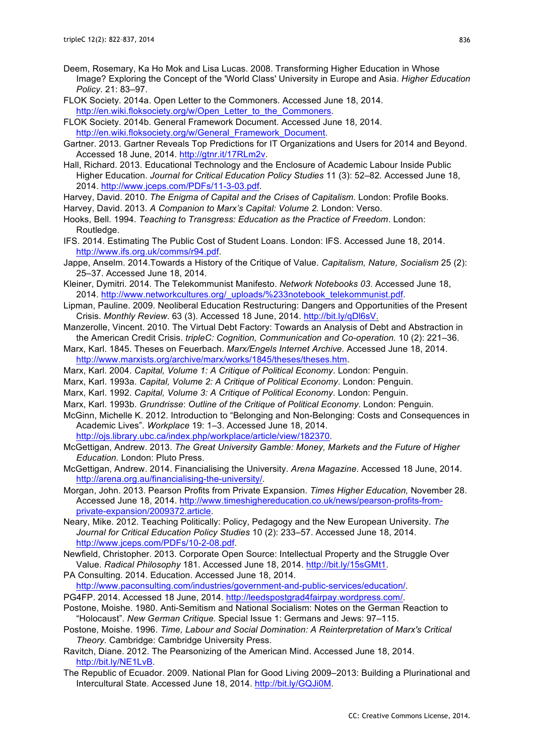Deem, Rosemary, Ka Ho Mok and Lisa Lucas. 2008. Transforming Higher Education in Whose Image? Exploring the Concept of the 'World Class' University in Europe and Asia. *Higher Education Policy*. 21: 83–97.

FLOK Society. 2014a. Open Letter to the Commoners. Accessed June 18, 2014. http://en.wiki.floksociety.org/w/Open_Letter_to_the_Commoners.

FLOK Society. 2014b. General Framework Document. Accessed June 18, 2014. http://en.wiki.floksociety.org/w/General_Framework_Document.

Gartner. 2013. Gartner Reveals Top Predictions for IT Organizations and Users for 2014 and Beyond. Accessed 18 June, 2014. http://gtnr.it/17RLm2v.

Hall, Richard. 2013. Educational Technology and the Enclosure of Academic Labour Inside Public Higher Education. *Journal for Critical Education Policy Studies* 11 (3): 52–82. Accessed June 18, 2014. http://www.jceps.com/PDFs/11-3-03.pdf.

Harvey, David. 2010. *The Enigma of Capital and the Crises of Capitalism.* London: Profile Books.

Harvey, David. 2013. *A Companion to Marx's Capital: Volume 2.* London: Verso.

Hooks, Bell. 1994. *Teaching to Transgress: Education as the Practice of Freedom*. London: Routledge.

IFS. 2014. Estimating The Public Cost of Student Loans. London: IFS. Accessed June 18, 2014. http://www.ifs.org.uk/comms/r94.pdf.

Jappe, Anselm. 2014.Towards a History of the Critique of Value. *Capitalism, Nature, Socialism* 25 (2): 25–37. Accessed June 18, 2014.

Kleiner, Dymitri. 2014. The Telekommunist Manifesto. *Network Notebooks 03*. Accessed June 18, 2014. http://www.networkcultures.org/_uploads/%233notebook_telekommunist.pdf.

Lipman, Pauline. 2009. Neoliberal Education Restructuring: Dangers and Opportunities of the Present Crisis. *Monthly Review*. 63 (3). Accessed 18 June, 2014. http://bit.ly/qDl6sV.

Manzerolle, Vincent. 2010. The Virtual Debt Factory: Towards an Analysis of Debt and Abstraction in the American Credit Crisis. *tripleC: Cognition, Communication and Co-operation.* 10 (2): 221–36.

Marx, Karl. 1845. Theses on Feuerbach. *Marx/Engels Internet Archive.* Accessed June 18, 2014. http://www.marxists.org/archive/marx/works/1845/theses/theses.htm.

Marx, Karl. 2004. *Capital, Volume 1: A Critique of Political Economy*. London: Penguin.

Marx, Karl. 1993a. *Capital, Volume 2: A Critique of Political Economy*. London: Penguin.

Marx, Karl. 1992. *Capital, Volume 3: A Critique of Political Economy*. London: Penguin.

Marx, Karl. 1993b. *Grundrisse*: *Outline of the Critique of Political Economy*. London: Penguin.

McGinn, Michelle K. 2012. Introduction to "Belonging and Non-Belonging: Costs and Consequences in Academic Lives". *Workplace* 19: 1–3. Accessed June 18, 2014. http://ojs.library.ubc.ca/index.php/workplace/article/view/182370.

McGettigan, Andrew. 2013. *The Great University Gamble: Money, Markets and the Future of Higher Education.* London: Pluto Press.

McGettigan, Andrew. 2014. Financialising the University. *Arena Magazine*. Accessed 18 June, 2014. http://arena.org.au/financialising-the-university/.

Morgan, John. 2013. Pearson Profits from Private Expansion. *Times Higher Education,* November 28. Accessed June 18, 2014. http://www.timeshighereducation.co.uk/news/pearson-profits-from-private-expansion/2009372.article.

Neary, Mike. 2012. Teaching Politically: Policy, Pedagogy and the New European University. *The Journal for Critical Education Policy Studies* 10 (2): 233–57. Accessed June 18, 2014. http://www.jceps.com/PDFs/10-2-08.pdf.

Newfield, Christopher. 2013. Corporate Open Source: Intellectual Property and the Struggle Over Value. *Radical Philosophy* 181. Accessed June 18, 2014. http://bit.ly/15sGMt1.

PA Consulting. 2014. Education. Accessed June 18, 2014. http://www.paconsulting.com/industries/government-and-public-services/education/.

PG4FP. 2014. Accessed 18 June, 2014. http://leedspostgrad4fairpay.wordpress.com/.

Postone, Moishe. 1980. Anti-Semitism and National Socialism: Notes on the German Reaction to "Holocaust". *New German Critique.* Special Issue 1: Germans and Jews: 97–115.

Postone, Moishe. 1996. *Time, Labour and Social Domination: A Reinterpretation of Marx's Critical Theory.* Cambridge: Cambridge University Press.

Ravitch, Diane. 2012. The Pearsonizing of the American Mind. Accessed June 18, 2014. http://bit.ly/NE1LvB.

The Republic of Ecuador. 2009. National Plan for Good Living 2009–2013: Building a Plurinational and Intercultural State. Accessed June 18, 2014. http://bit.ly/GQJi0M.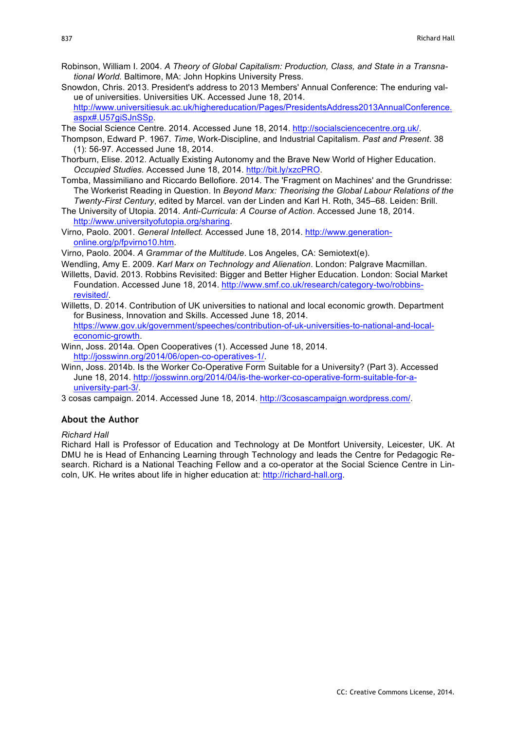Robinson, William I. 2004. *A Theory of Global Capitalism: Production, Class, and State in a Transnational World.* Baltimore, MA: John Hopkins University Press.

Snowdon, Chris. 2013. President's address to 2013 Members' Annual Conference: The enduring value of universities. Universities UK. Accessed June 18, 2014. http://www.universitiesuk.ac.uk/highereducation/Pages/PresidentsAddress2013AnnualConference.aspx#.U57giSJnSSp.

The Social Science Centre. 2014. Accessed June 18, 2014. http://socialsciencecentre.org.uk/.

Thompson, Edward P. 1967. *Time*, Work-Discipline, and Industrial Capitalism. *Past and Present*. 38 (1): 56-97. Accessed June 18, 2014.

Thorburn, Elise. 2012. Actually Existing Autonomy and the Brave New World of Higher Education. *Occupied Studies.* Accessed June 18, 2014. http://bit.ly/xzcPRO.

Tomba, Massimiliano and Riccardo Bellofiore. 2014. The 'Fragment on Machines' and the Grundrisse: The Workerist Reading in Question. In *Beyond Marx: Theorising the Global Labour Relations of the Twenty-First Century*, edited by Marcel. van der Linden and Karl H. Roth, 345–68. Leiden: Brill.

The University of Utopia. 2014. *Anti-Curricula: A Course of Action*. Accessed June 18, 2014. http://www.universityofutopia.org/sharing.

Virno, Paolo. 2001. *General Intellect.* Accessed June 18, 2014. http://www.generation-online.org/p/fpvirno10.htm.

Virno, Paolo. 2004. *A Grammar of the Multitude*. Los Angeles, CA: Semiotext(e).

Wendling, Amy E. 2009. *Karl Marx on Technology and Alienation*. London: Palgrave Macmillan.

Willetts, David. 2013. Robbins Revisited: Bigger and Better Higher Education. London: Social Market Foundation. Accessed June 18, 2014. http://www.smf.co.uk/research/category-two/robbins-revisited/.

Willetts, D. 2014. Contribution of UK universities to national and local economic growth. Department for Business, Innovation and Skills. Accessed June 18, 2014. https://www.gov.uk/government/speeches/contribution-of-uk-universities-to-national-and-local-economic-growth.

Winn, Joss. 2014a. Open Cooperatives (1). Accessed June 18, 2014. http://josswinn.org/2014/06/open-co-operatives-1/.

Winn, Joss. 2014b. Is the Worker Co-Operative Form Suitable for a University? (Part 3). Accessed June 18, 2014. http://josswinn.org/2014/04/is-the-worker-co-operative-form-suitable-for-a-university-part-3/.

3 cosas campaign. 2014. Accessed June 18, 2014. http://3cosascampaign.wordpress.com/.

## About the Author

*Richard Hall*

Richard Hall is Professor of Education and Technology at De Montfort University, Leicester, UK. At DMU he is Head of Enhancing Learning through Technology and leads the Centre for Pedagogic Research. Richard is a National Teaching Fellow and a co-operator at the Social Science Centre in Lincoln, UK. He writes about life in higher education at: http://richard-hall.org.

CC: Creative Commons License, 2014.